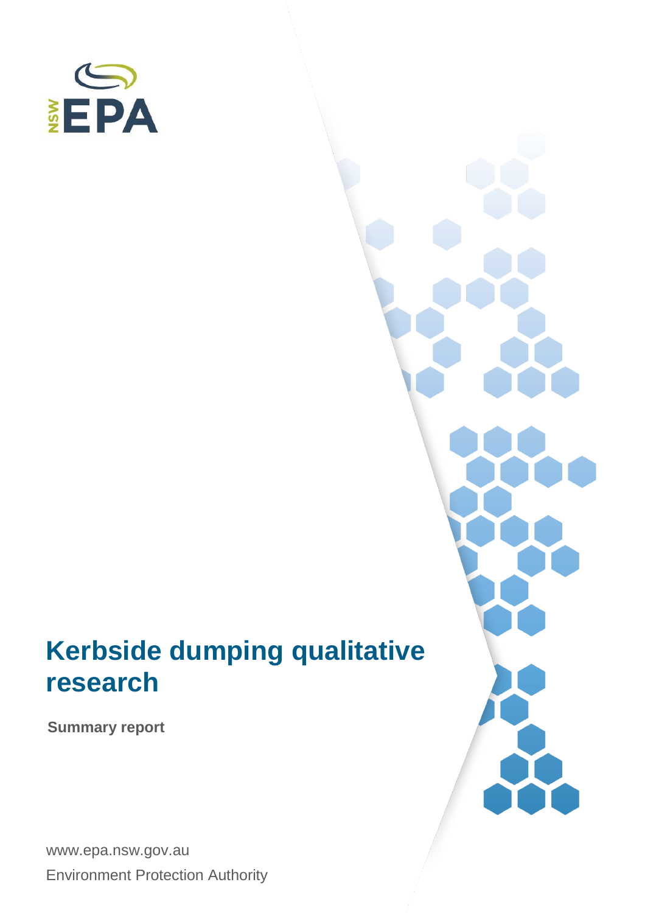NSW EPA

# Kerbside dumping qualitative research

**Summary report**

www.epa.nsw.gov.au

Environment Protection Authority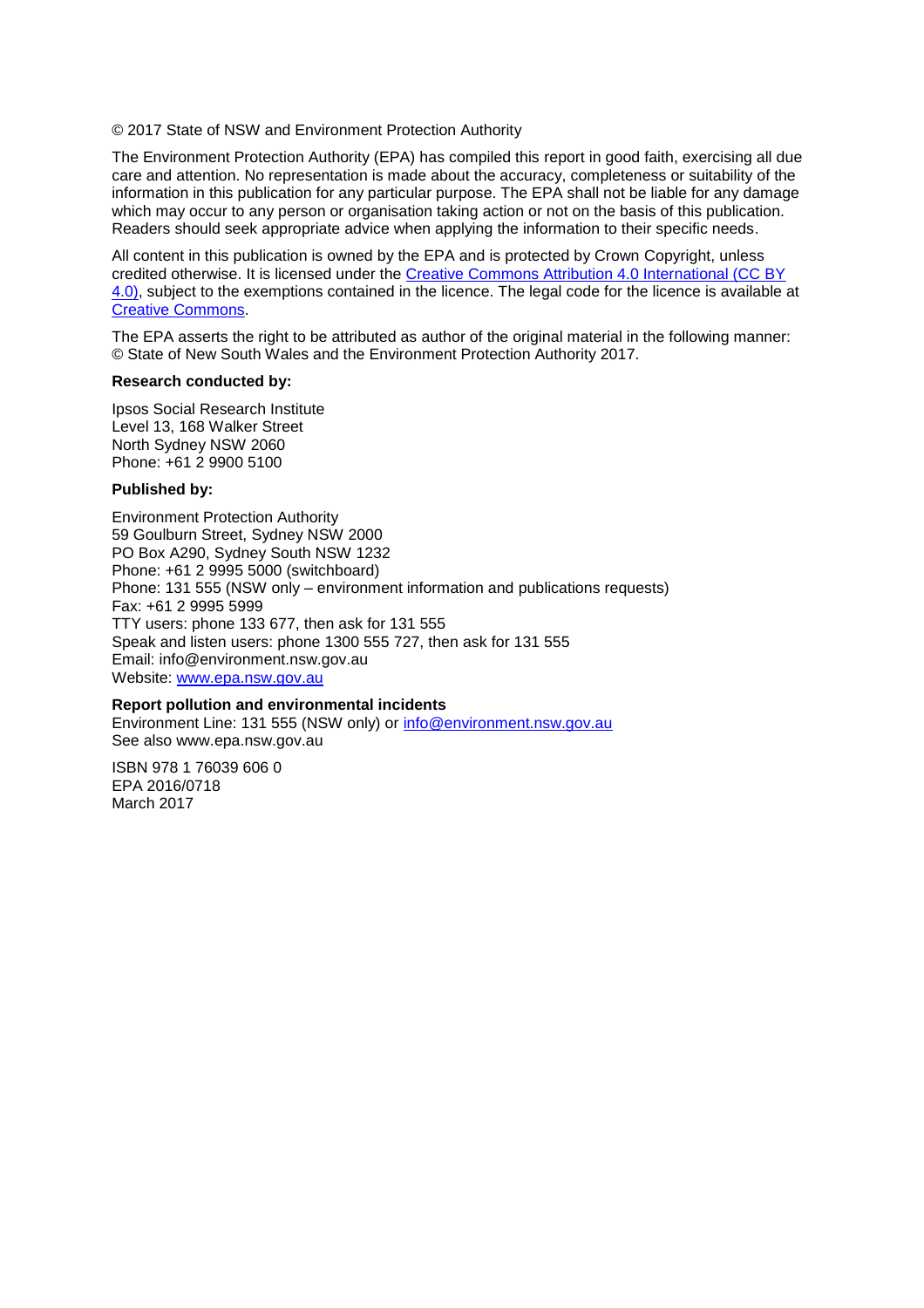© 2017 State of NSW and Environment Protection Authority

The Environment Protection Authority (EPA) has compiled this report in good faith, exercising all due care and attention. No representation is made about the accuracy, completeness or suitability of the information in this publication for any particular purpose. The EPA shall not be liable for any damage which may occur to any person or organisation taking action or not on the basis of this publication. Readers should seek appropriate advice when applying the information to their specific needs.

All content in this publication is owned by the EPA and is protected by Crown Copyright, unless credited otherwise. It is licensed under the Creative Commons Attribution 4.0 International (CC BY 4.0), subject to the exemptions contained in the licence. The legal code for the licence is available at Creative Commons.

The EPA asserts the right to be attributed as author of the original material in the following manner: © State of New South Wales and the Environment Protection Authority 2017.

**Research conducted by:**

Ipsos Social Research Institute
Level 13, 168 Walker Street
North Sydney NSW 2060
Phone: +61 2 9900 5100

**Published by:**

Environment Protection Authority
59 Goulburn Street, Sydney NSW 2000
PO Box A290, Sydney South NSW 1232
Phone: +61 2 9995 5000 (switchboard)
Phone: 131 555 (NSW only – environment information and publications requests)
Fax: +61 2 9995 5999
TTY users: phone 133 677, then ask for 131 555
Speak and listen users: phone 1300 555 727, then ask for 131 555
Email: info@environment.nsw.gov.au
Website: www.epa.nsw.gov.au

**Report pollution and environmental incidents**
Environment Line: 131 555 (NSW only) or info@environment.nsw.gov.au
See also www.epa.nsw.gov.au

ISBN 978 1 76039 606 0
EPA 2016/0718
March 2017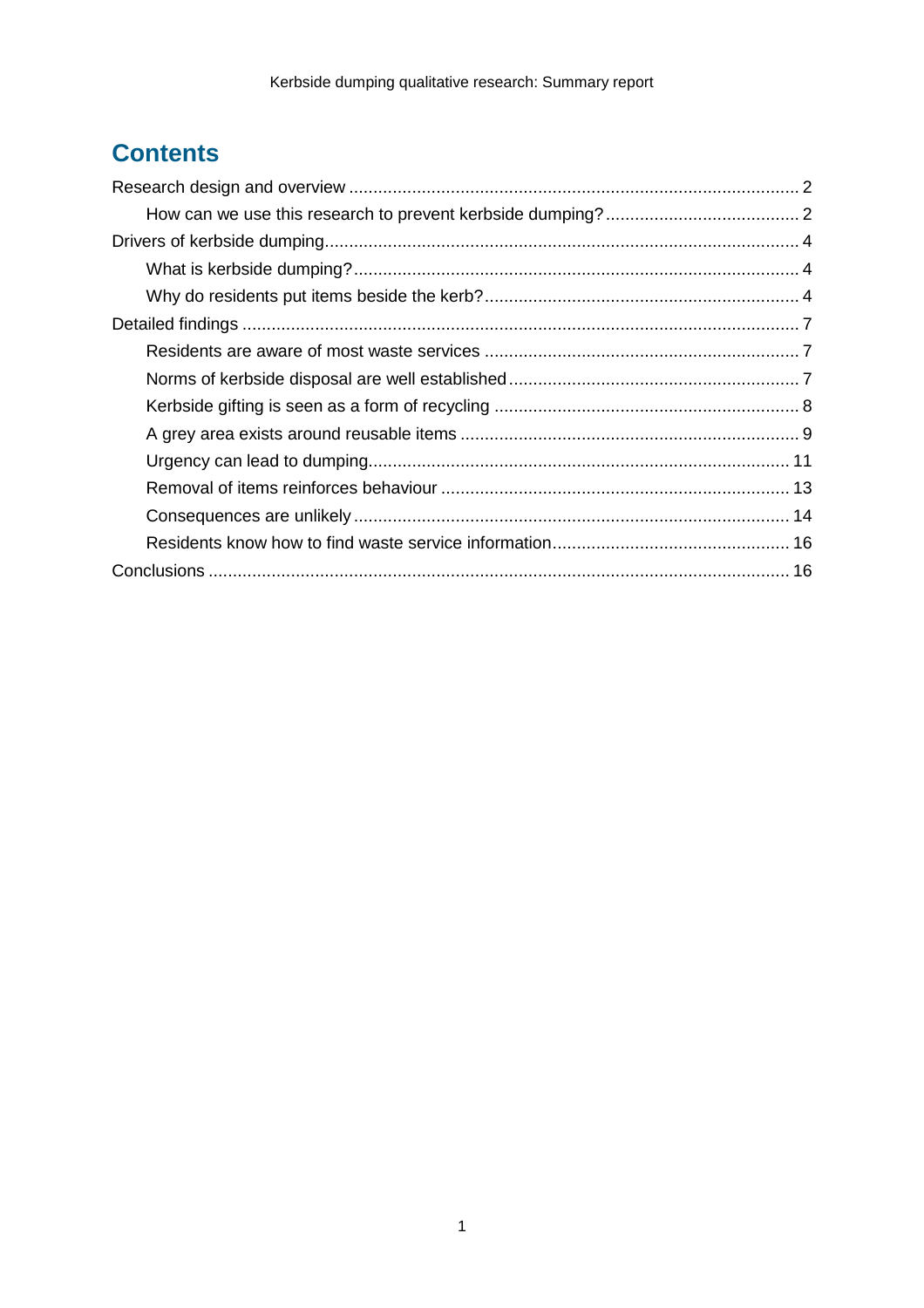# Contents

Research design and overview ........................................................................................... 2

- How can we use this research to prevent kerbside dumping? ........................................ 2

Drivers of kerbside dumping................................................................................................. 4

- What is kerbside dumping? ............................................................................................ 4
- Why do residents put items beside the kerb? ................................................................ 4

Detailed findings .................................................................................................................. 7

- Residents are aware of most waste services ................................................................. 7
- Norms of kerbside disposal are well established ............................................................ 7
- Kerbside gifting is seen as a form of recycling ............................................................... 8
- A grey area exists around reusable items ...................................................................... 9
- Urgency can lead to dumping....................................................................................... 11
- Removal of items reinforces behaviour ........................................................................ 13
- Consequences are unlikely .......................................................................................... 14
- Residents know how to find waste service information................................................. 16

Conclusions ....................................................................................................................... 16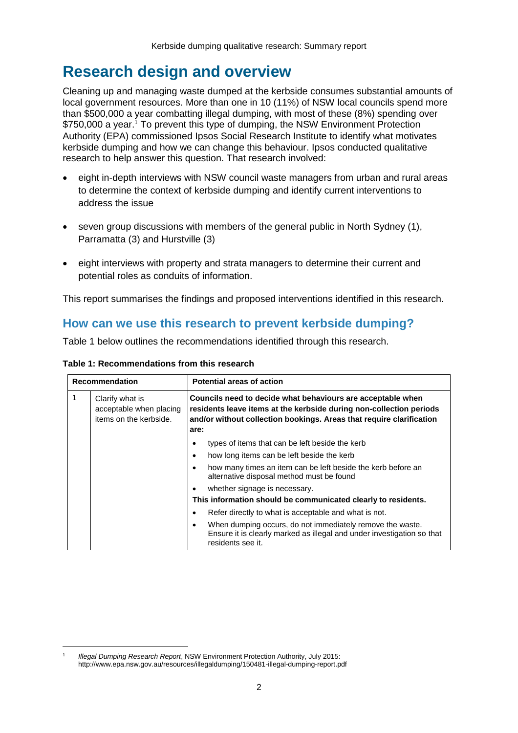# Research design and overview

Cleaning up and managing waste dumped at the kerbside consumes substantial amounts of local government resources. More than one in 10 (11%) of NSW local councils spend more than $500,000 a year combatting illegal dumping, with most of these (8%) spending over $750,000 a year.[1] To prevent this type of dumping, the NSW Environment Protection Authority (EPA) commissioned Ipsos Social Research Institute to identify what motivates kerbside dumping and how we can change this behaviour. Ipsos conducted qualitative research to help answer this question. That research involved:

- eight in-depth interviews with NSW council waste managers from urban and rural areas to determine the context of kerbside dumping and identify current interventions to address the issue
- seven group discussions with members of the general public in North Sydney (1), Parramatta (3) and Hurstville (3)
- eight interviews with property and strata managers to determine their current and potential roles as conduits of information.

This report summarises the findings and proposed interventions identified in this research.

## How can we use this research to prevent kerbside dumping?

Table 1 below outlines the recommendations identified through this research.

**Table 1: Recommendations from this research**

| Recommendation | | Potential areas of action |
|---|---|---|
| 1 | Clarify what is acceptable when placing items on the kerbside. | **Councils need to decide what behaviours are acceptable when residents leave items at the kerbside during non-collection periods and/or without collection bookings. Areas that require clarification are:**<br>• types of items that can be left beside the kerb<br>• how long items can be left beside the kerb<br>• how many times an item can be left beside the kerb before an alternative disposal method must be found<br>• whether signage is necessary.<br>**This information should be communicated clearly to residents.**<br>• Refer directly to what is acceptable and what is not.<br>• When dumping occurs, do not immediately remove the waste. Ensure it is clearly marked as illegal and under investigation so that residents see it. |

[1] *Illegal Dumping Research Report*, NSW Environment Protection Authority, July 2015: http://www.epa.nsw.gov.au/resources/illegaldumping/150481-illegal-dumping-report.pdf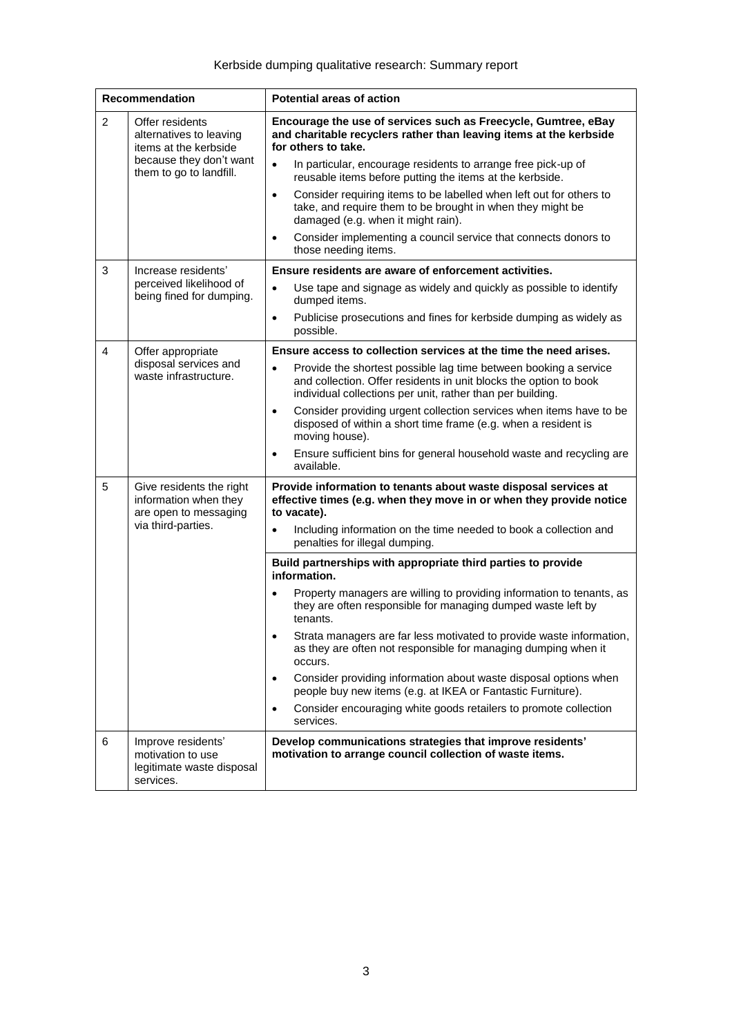| Recommendation | | Potential areas of action |
|---|---|---|
| 2 | Offer residents alternatives to leaving items at the kerbside because they don't want them to go to landfill. | **Encourage the use of services such as Freecycle, Gumtree, eBay and charitable recyclers rather than leaving items at the kerbside for others to take.**<br>• In particular, encourage residents to arrange free pick-up of reusable items before putting the items at the kerbside.<br>• Consider requiring items to be labelled when left out for others to take, and require them to be brought in when they might be damaged (e.g. when it might rain).<br>• Consider implementing a council service that connects donors to those needing items. |
| 3 | Increase residents' perceived likelihood of being fined for dumping. | **Ensure residents are aware of enforcement activities.**<br>• Use tape and signage as widely and quickly as possible to identify dumped items.<br>• Publicise prosecutions and fines for kerbside dumping as widely as possible. |
| 4 | Offer appropriate disposal services and waste infrastructure. | **Ensure access to collection services at the time the need arises.**<br>• Provide the shortest possible lag time between booking a service and collection. Offer residents in unit blocks the option to book individual collections per unit, rather than per building.<br>• Consider providing urgent collection services when items have to be disposed of within a short time frame (e.g. when a resident is moving house).<br>• Ensure sufficient bins for general household waste and recycling are available. |
| 5 | Give residents the right information when they are open to messaging via third-parties. | **Provide information to tenants about waste disposal services at effective times (e.g. when they move in or when they provide notice to vacate).**<br>• Including information on the time needed to book a collection and penalties for illegal dumping. |
| | | **Build partnerships with appropriate third parties to provide information.**<br>• Property managers are willing to providing information to tenants, as they are often responsible for managing dumped waste left by tenants.<br>• Strata managers are far less motivated to provide waste information, as they are often not responsible for managing dumping when it occurs.<br>• Consider providing information about waste disposal options when people buy new items (e.g. at IKEA or Fantastic Furniture).<br>• Consider encouraging white goods retailers to promote collection services. |
| 6 | Improve residents' motivation to use legitimate waste disposal services. | **Develop communications strategies that improve residents' motivation to arrange council collection of waste items.** |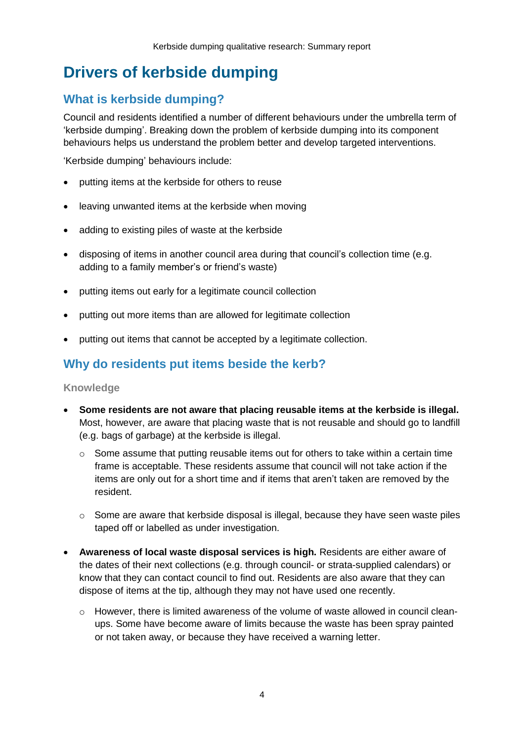# Drivers of kerbside dumping

## What is kerbside dumping?

Council and residents identified a number of different behaviours under the umbrella term of 'kerbside dumping'. Breaking down the problem of kerbside dumping into its component behaviours helps us understand the problem better and develop targeted interventions.

'Kerbside dumping' behaviours include:

- putting items at the kerbside for others to reuse
- leaving unwanted items at the kerbside when moving
- adding to existing piles of waste at the kerbside
- disposing of items in another council area during that council's collection time (e.g. adding to a family member's or friend's waste)
- putting items out early for a legitimate council collection
- putting out more items than are allowed for legitimate collection
- putting out items that cannot be accepted by a legitimate collection.

## Why do residents put items beside the kerb?

### Knowledge

- **Some residents are not aware that placing reusable items at the kerbside is illegal.** Most, however, are aware that placing waste that is not reusable and should go to landfill (e.g. bags of garbage) at the kerbside is illegal.
  - Some assume that putting reusable items out for others to take within a certain time frame is acceptable. These residents assume that council will not take action if the items are only out for a short time and if items that aren't taken are removed by the resident.
  - Some are aware that kerbside disposal is illegal, because they have seen waste piles taped off or labelled as under investigation.
- **Awareness of local waste disposal services is high.** Residents are either aware of the dates of their next collections (e.g. through council- or strata-supplied calendars) or know that they can contact council to find out. Residents are also aware that they can dispose of items at the tip, although they may not have used one recently.
  - However, there is limited awareness of the volume of waste allowed in council clean-ups. Some have become aware of limits because the waste has been spray painted or not taken away, or because they have received a warning letter.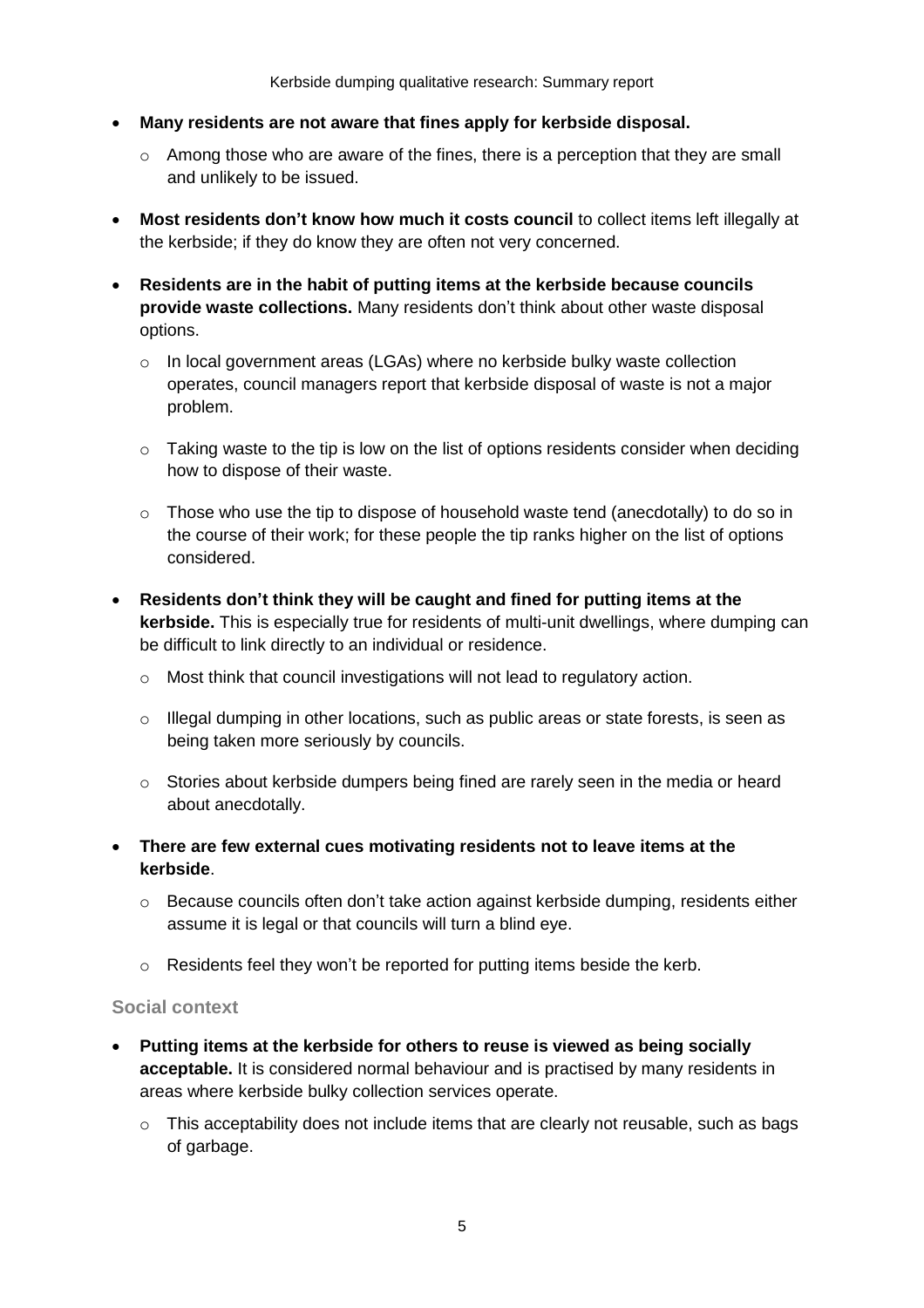- **Many residents are not aware that fines apply for kerbside disposal.**
    - Among those who are aware of the fines, there is a perception that they are small and unlikely to be issued.
- **Most residents don't know how much it costs council** to collect items left illegally at the kerbside; if they do know they are often not very concerned.
- **Residents are in the habit of putting items at the kerbside because councils provide waste collections.** Many residents don't think about other waste disposal options.
    - In local government areas (LGAs) where no kerbside bulky waste collection operates, council managers report that kerbside disposal of waste is not a major problem.
    - Taking waste to the tip is low on the list of options residents consider when deciding how to dispose of their waste.
    - Those who use the tip to dispose of household waste tend (anecdotally) to do so in the course of their work; for these people the tip ranks higher on the list of options considered.
- **Residents don't think they will be caught and fined for putting items at the kerbside.** This is especially true for residents of multi-unit dwellings, where dumping can be difficult to link directly to an individual or residence.
    - Most think that council investigations will not lead to regulatory action.
    - Illegal dumping in other locations, such as public areas or state forests, is seen as being taken more seriously by councils.
    - Stories about kerbside dumpers being fined are rarely seen in the media or heard about anecdotally.
- **There are few external cues motivating residents not to leave items at the kerbside**.
    - Because councils often don't take action against kerbside dumping, residents either assume it is legal or that councils will turn a blind eye.
    - Residents feel they won't be reported for putting items beside the kerb.

### Social context

- **Putting items at the kerbside for others to reuse is viewed as being socially acceptable.** It is considered normal behaviour and is practised by many residents in areas where kerbside bulky collection services operate.
    - This acceptability does not include items that are clearly not reusable, such as bags of garbage.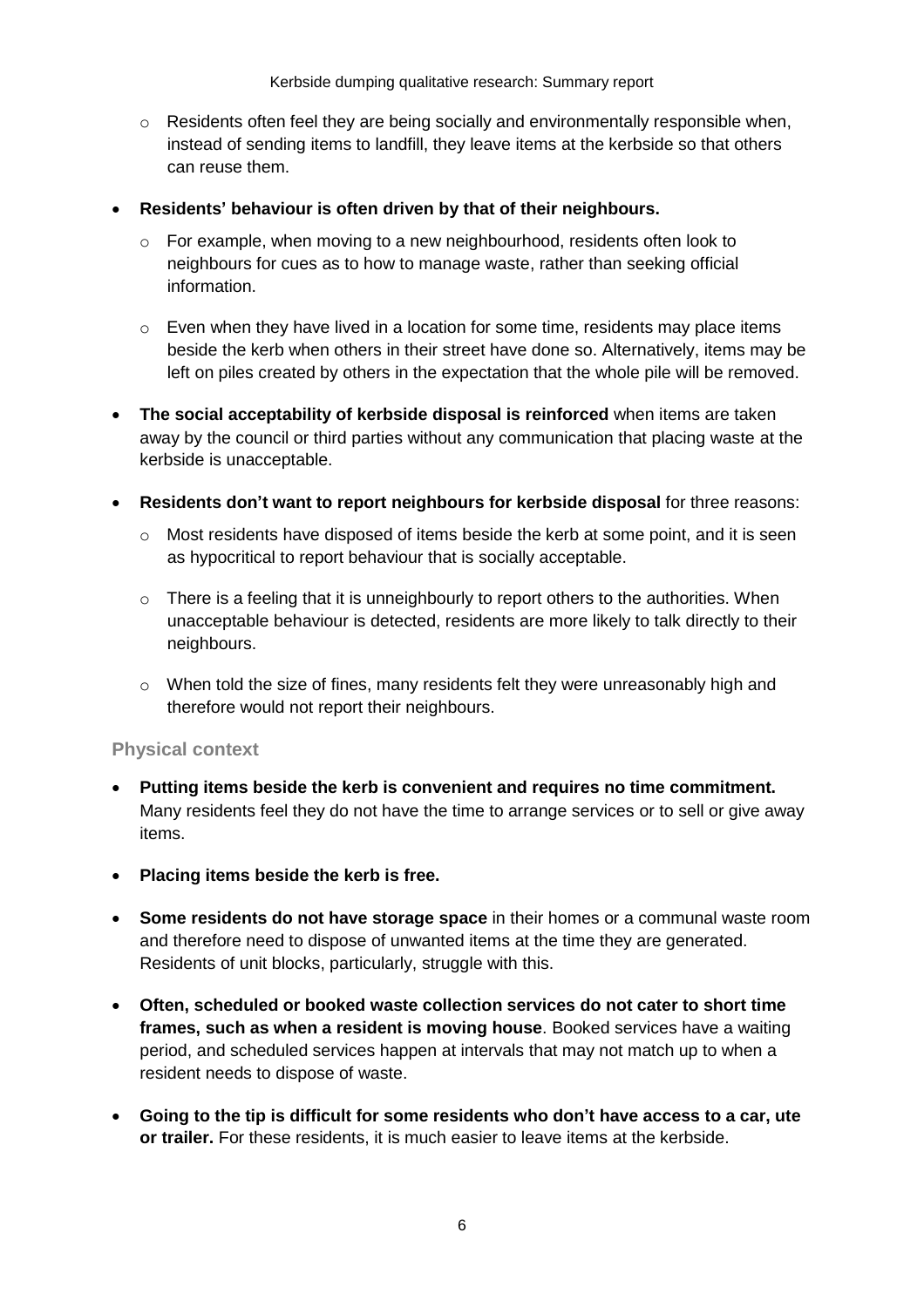- Residents often feel they are being socially and environmentally responsible when, instead of sending items to landfill, they leave items at the kerbside so that others can reuse them.

- **Residents' behaviour is often driven by that of their neighbours.**
  - For example, when moving to a new neighbourhood, residents often look to neighbours for cues as to how to manage waste, rather than seeking official information.
  - Even when they have lived in a location for some time, residents may place items beside the kerb when others in their street have done so. Alternatively, items may be left on piles created by others in the expectation that the whole pile will be removed.

- **The social acceptability of kerbside disposal is reinforced** when items are taken away by the council or third parties without any communication that placing waste at the kerbside is unacceptable.

- **Residents don't want to report neighbours for kerbside disposal** for three reasons:
  - Most residents have disposed of items beside the kerb at some point, and it is seen as hypocritical to report behaviour that is socially acceptable.
  - There is a feeling that it is unneighbourly to report others to the authorities. When unacceptable behaviour is detected, residents are more likely to talk directly to their neighbours.
  - When told the size of fines, many residents felt they were unreasonably high and therefore would not report their neighbours.

### Physical context

- **Putting items beside the kerb is convenient and requires no time commitment.** Many residents feel they do not have the time to arrange services or to sell or give away items.

- **Placing items beside the kerb is free.**

- **Some residents do not have storage space** in their homes or a communal waste room and therefore need to dispose of unwanted items at the time they are generated. Residents of unit blocks, particularly, struggle with this.

- **Often, scheduled or booked waste collection services do not cater to short time frames, such as when a resident is moving house**. Booked services have a waiting period, and scheduled services happen at intervals that may not match up to when a resident needs to dispose of waste.

- **Going to the tip is difficult for some residents who don't have access to a car, ute or trailer.** For these residents, it is much easier to leave items at the kerbside.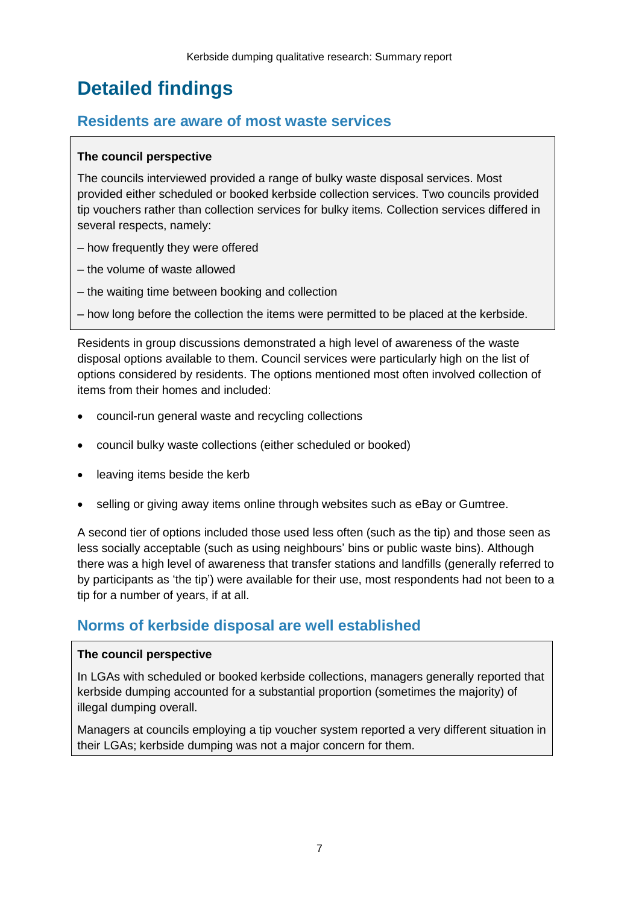# Detailed findings

## Residents are aware of most waste services

**The council perspective**

The councils interviewed provided a range of bulky waste disposal services. Most provided either scheduled or booked kerbside collection services. Two councils provided tip vouchers rather than collection services for bulky items. Collection services differed in several respects, namely:

– how frequently they were offered

– the volume of waste allowed

– the waiting time between booking and collection

– how long before the collection the items were permitted to be placed at the kerbside.

Residents in group discussions demonstrated a high level of awareness of the waste disposal options available to them. Council services were particularly high on the list of options considered by residents. The options mentioned most often involved collection of items from their homes and included:

- council-run general waste and recycling collections
- council bulky waste collections (either scheduled or booked)
- leaving items beside the kerb
- selling or giving away items online through websites such as eBay or Gumtree.

A second tier of options included those used less often (such as the tip) and those seen as less socially acceptable (such as using neighbours' bins or public waste bins). Although there was a high level of awareness that transfer stations and landfills (generally referred to by participants as 'the tip') were available for their use, most respondents had not been to a tip for a number of years, if at all.

## Norms of kerbside disposal are well established

**The council perspective**

In LGAs with scheduled or booked kerbside collections, managers generally reported that kerbside dumping accounted for a substantial proportion (sometimes the majority) of illegal dumping overall.

Managers at councils employing a tip voucher system reported a very different situation in their LGAs; kerbside dumping was not a major concern for them.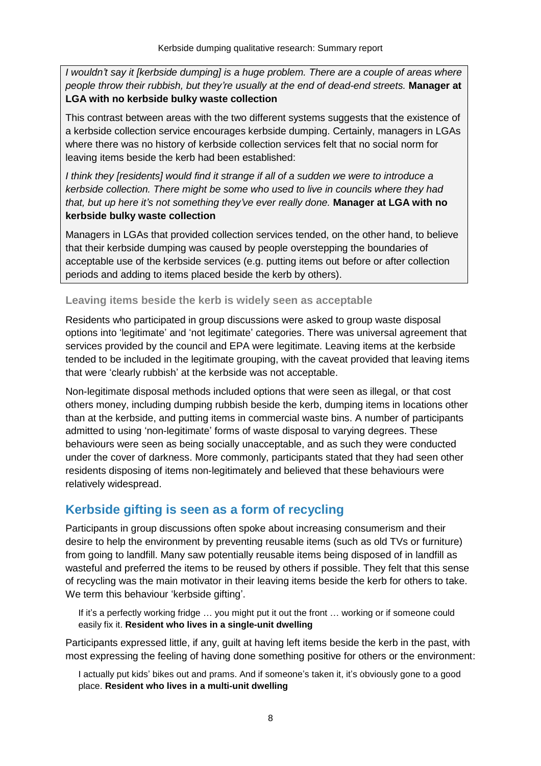*I wouldn't say it [kerbside dumping] is a huge problem. There are a couple of areas where people throw their rubbish, but they're usually at the end of dead-end streets.* **Manager at LGA with no kerbside bulky waste collection**

This contrast between areas with the two different systems suggests that the existence of a kerbside collection service encourages kerbside dumping. Certainly, managers in LGAs where there was no history of kerbside collection services felt that no social norm for leaving items beside the kerb had been established:

*I think they [residents] would find it strange if all of a sudden we were to introduce a kerbside collection. There might be some who used to live in councils where they had that, but up here it's not something they've ever really done.* **Manager at LGA with no kerbside bulky waste collection**

Managers in LGAs that provided collection services tended, on the other hand, to believe that their kerbside dumping was caused by people overstepping the boundaries of acceptable use of the kerbside services (e.g. putting items out before or after collection periods and adding to items placed beside the kerb by others).

### Leaving items beside the kerb is widely seen as acceptable

Residents who participated in group discussions were asked to group waste disposal options into 'legitimate' and 'not legitimate' categories. There was universal agreement that services provided by the council and EPA were legitimate. Leaving items at the kerbside tended to be included in the legitimate grouping, with the caveat provided that leaving items that were 'clearly rubbish' at the kerbside was not acceptable.

Non-legitimate disposal methods included options that were seen as illegal, or that cost others money, including dumping rubbish beside the kerb, dumping items in locations other than at the kerbside, and putting items in commercial waste bins. A number of participants admitted to using 'non-legitimate' forms of waste disposal to varying degrees. These behaviours were seen as being socially unacceptable, and as such they were conducted under the cover of darkness. More commonly, participants stated that they had seen other residents disposing of items non-legitimately and believed that these behaviours were relatively widespread.

## Kerbside gifting is seen as a form of recycling

Participants in group discussions often spoke about increasing consumerism and their desire to help the environment by preventing reusable items (such as old TVs or furniture) from going to landfill. Many saw potentially reusable items being disposed of in landfill as wasteful and preferred the items to be reused by others if possible. They felt that this sense of recycling was the main motivator in their leaving items beside the kerb for others to take. We term this behaviour 'kerbside gifting'.

> If it's a perfectly working fridge … you might put it out the front … working or if someone could easily fix it. **Resident who lives in a single-unit dwelling**

Participants expressed little, if any, guilt at having left items beside the kerb in the past, with most expressing the feeling of having done something positive for others or the environment:

> I actually put kids' bikes out and prams. And if someone's taken it, it's obviously gone to a good place. **Resident who lives in a multi-unit dwelling**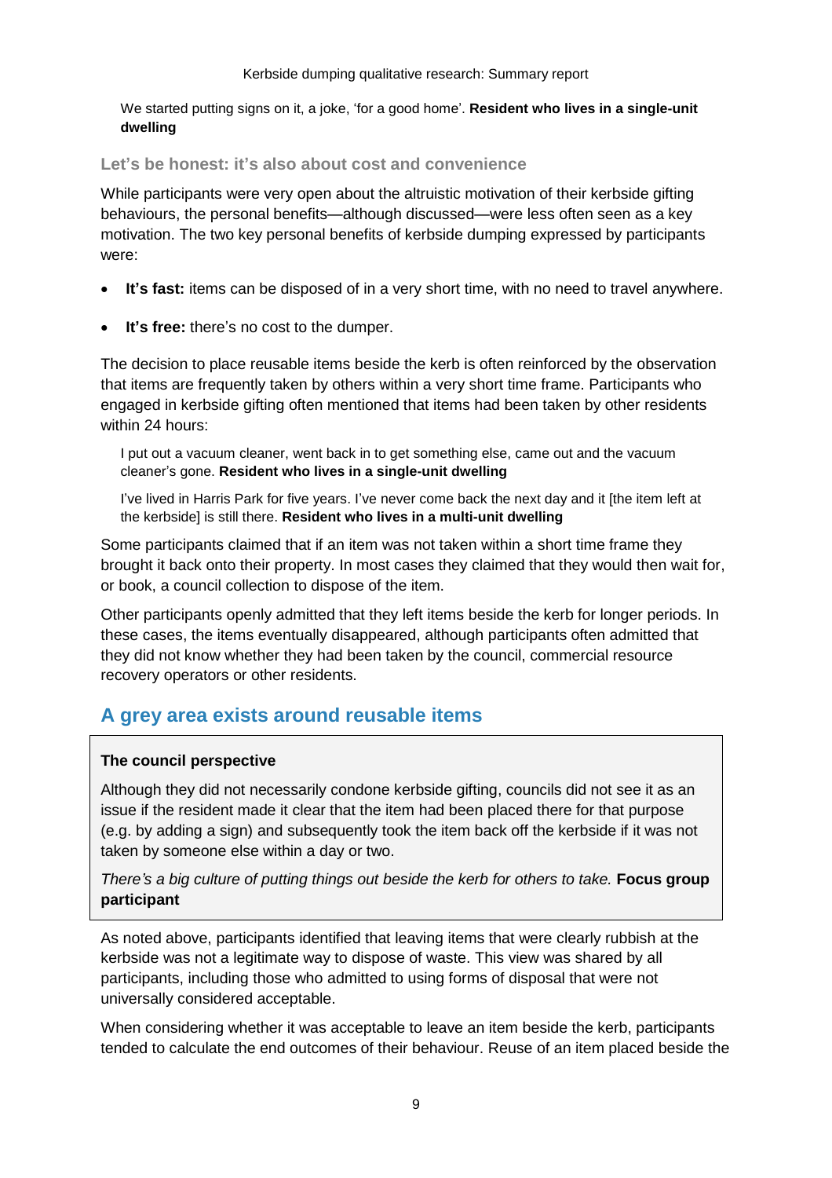We started putting signs on it, a joke, 'for a good home'. **Resident who lives in a single-unit dwelling**

### Let's be honest: it's also about cost and convenience

While participants were very open about the altruistic motivation of their kerbside gifting behaviours, the personal benefits—although discussed—were less often seen as a key motivation. The two key personal benefits of kerbside dumping expressed by participants were:

- **It's fast:** items can be disposed of in a very short time, with no need to travel anywhere.
- **It's free:** there's no cost to the dumper.

The decision to place reusable items beside the kerb is often reinforced by the observation that items are frequently taken by others within a very short time frame. Participants who engaged in kerbside gifting often mentioned that items had been taken by other residents within 24 hours:

> I put out a vacuum cleaner, went back in to get something else, came out and the vacuum cleaner's gone. **Resident who lives in a single-unit dwelling**

> I've lived in Harris Park for five years. I've never come back the next day and it [the item left at the kerbside] is still there. **Resident who lives in a multi-unit dwelling**

Some participants claimed that if an item was not taken within a short time frame they brought it back onto their property. In most cases they claimed that they would then wait for, or book, a council collection to dispose of the item.

Other participants openly admitted that they left items beside the kerb for longer periods. In these cases, the items eventually disappeared, although participants often admitted that they did not know whether they had been taken by the council, commercial resource recovery operators or other residents.

## A grey area exists around reusable items

> **The council perspective**
>
> Although they did not necessarily condone kerbside gifting, councils did not see it as an issue if the resident made it clear that the item had been placed there for that purpose (e.g. by adding a sign) and subsequently took the item back off the kerbside if it was not taken by someone else within a day or two.
>
> *There's a big culture of putting things out beside the kerb for others to take.* **Focus group participant**

As noted above, participants identified that leaving items that were clearly rubbish at the kerbside was not a legitimate way to dispose of waste. This view was shared by all participants, including those who admitted to using forms of disposal that were not universally considered acceptable.

When considering whether it was acceptable to leave an item beside the kerb, participants tended to calculate the end outcomes of their behaviour. Reuse of an item placed beside the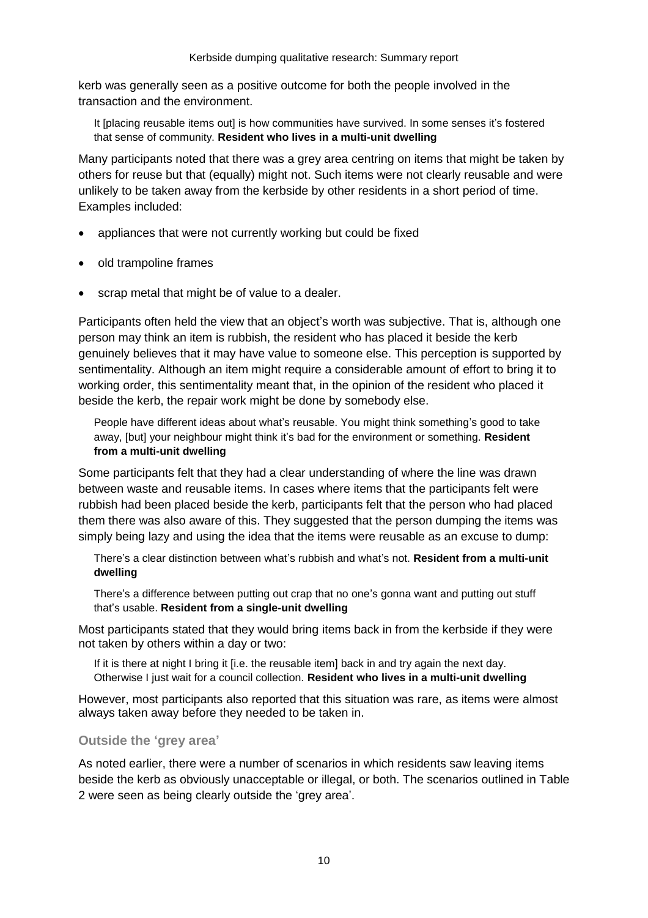kerb was generally seen as a positive outcome for both the people involved in the transaction and the environment.

> It [placing reusable items out] is how communities have survived. In some senses it's fostered that sense of community. **Resident who lives in a multi-unit dwelling**

Many participants noted that there was a grey area centring on items that might be taken by others for reuse but that (equally) might not. Such items were not clearly reusable and were unlikely to be taken away from the kerbside by other residents in a short period of time. Examples included:

- appliances that were not currently working but could be fixed
- old trampoline frames
- scrap metal that might be of value to a dealer.

Participants often held the view that an object's worth was subjective. That is, although one person may think an item is rubbish, the resident who has placed it beside the kerb genuinely believes that it may have value to someone else. This perception is supported by sentimentality. Although an item might require a considerable amount of effort to bring it to working order, this sentimentality meant that, in the opinion of the resident who placed it beside the kerb, the repair work might be done by somebody else.

> People have different ideas about what's reusable. You might think something's good to take away, [but] your neighbour might think it's bad for the environment or something. **Resident from a multi-unit dwelling**

Some participants felt that they had a clear understanding of where the line was drawn between waste and reusable items. In cases where items that the participants felt were rubbish had been placed beside the kerb, participants felt that the person who had placed them there was also aware of this. They suggested that the person dumping the items was simply being lazy and using the idea that the items were reusable as an excuse to dump:

> There's a clear distinction between what's rubbish and what's not. **Resident from a multi-unit dwelling**

> There's a difference between putting out crap that no one's gonna want and putting out stuff that's usable. **Resident from a single-unit dwelling**

Most participants stated that they would bring items back in from the kerbside if they were not taken by others within a day or two:

> If it is there at night I bring it [i.e. the reusable item] back in and try again the next day. Otherwise I just wait for a council collection. **Resident who lives in a multi-unit dwelling**

However, most participants also reported that this situation was rare, as items were almost always taken away before they needed to be taken in.

### Outside the 'grey area'

As noted earlier, there were a number of scenarios in which residents saw leaving items beside the kerb as obviously unacceptable or illegal, or both. The scenarios outlined in Table 2 were seen as being clearly outside the 'grey area'.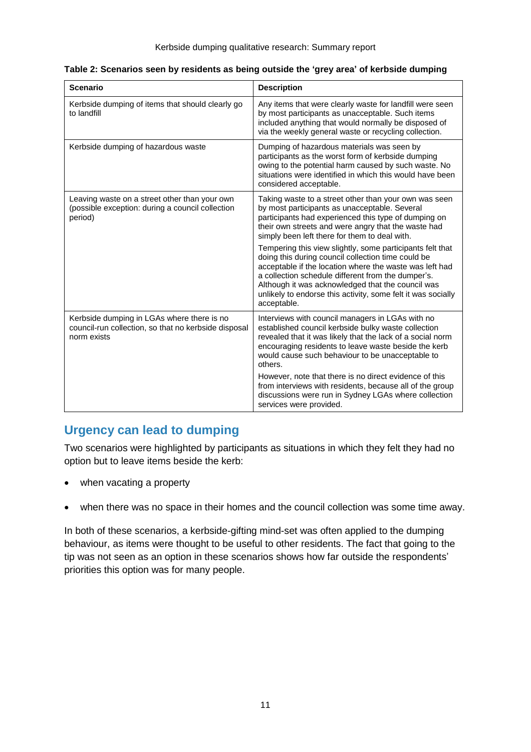**Table 2: Scenarios seen by residents as being outside the 'grey area' of kerbside dumping**

| Scenario | Description |
|---|---|
| Kerbside dumping of items that should clearly go to landfill | Any items that were clearly waste for landfill were seen by most participants as unacceptable. Such items included anything that would normally be disposed of via the weekly general waste or recycling collection. |
| Kerbside dumping of hazardous waste | Dumping of hazardous materials was seen by participants as the worst form of kerbside dumping owing to the potential harm caused by such waste. No situations were identified in which this would have been considered acceptable. |
| Leaving waste on a street other than your own (possible exception: during a council collection period) | Taking waste to a street other than your own was seen by most participants as unacceptable. Several participants had experienced this type of dumping on their own streets and were angry that the waste had simply been left there for them to deal with.<br><br>Tempering this view slightly, some participants felt that doing this during council collection time could be acceptable if the location where the waste was left had a collection schedule different from the dumper's. Although it was acknowledged that the council was unlikely to endorse this activity, some felt it was socially acceptable. |
| Kerbside dumping in LGAs where there is no council-run collection, so that no kerbside disposal norm exists | Interviews with council managers in LGAs with no established council kerbside bulky waste collection revealed that it was likely that the lack of a social norm encouraging residents to leave waste beside the kerb would cause such behaviour to be unacceptable to others.<br><br>However, note that there is no direct evidence of this from interviews with residents, because all of the group discussions were run in Sydney LGAs where collection services were provided. |

## Urgency can lead to dumping

Two scenarios were highlighted by participants as situations in which they felt they had no option but to leave items beside the kerb:

- when vacating a property
- when there was no space in their homes and the council collection was some time away.

In both of these scenarios, a kerbside-gifting mind-set was often applied to the dumping behaviour, as items were thought to be useful to other residents. The fact that going to the tip was not seen as an option in these scenarios shows how far outside the respondents' priorities this option was for many people.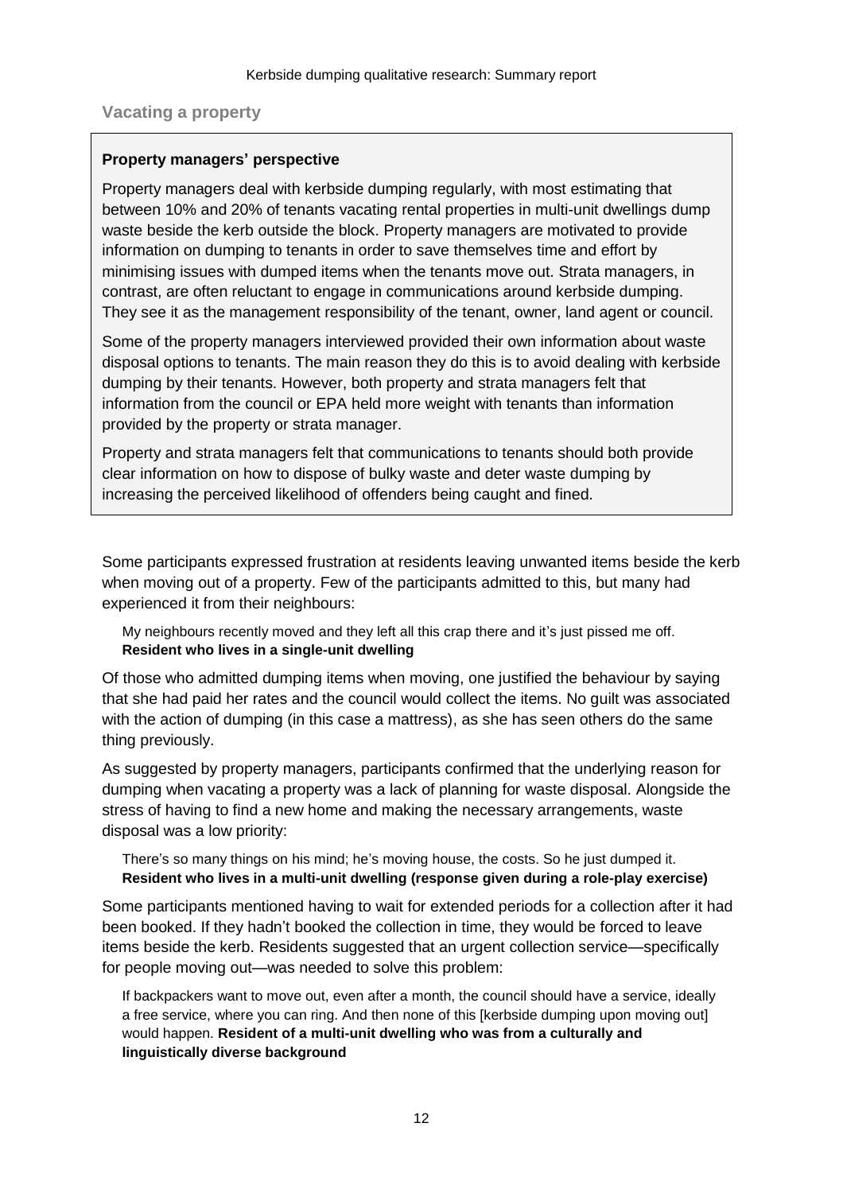## Vacating a property

> **Property managers' perspective**
>
> Property managers deal with kerbside dumping regularly, with most estimating that between 10% and 20% of tenants vacating rental properties in multi-unit dwellings dump waste beside the kerb outside the block. Property managers are motivated to provide information on dumping to tenants in order to save themselves time and effort by minimising issues with dumped items when the tenants move out. Strata managers, in contrast, are often reluctant to engage in communications around kerbside dumping. They see it as the management responsibility of the tenant, owner, land agent or council.
>
> Some of the property managers interviewed provided their own information about waste disposal options to tenants. The main reason they do this is to avoid dealing with kerbside dumping by their tenants. However, both property and strata managers felt that information from the council or EPA held more weight with tenants than information provided by the property or strata manager.
>
> Property and strata managers felt that communications to tenants should both provide clear information on how to dispose of bulky waste and deter waste dumping by increasing the perceived likelihood of offenders being caught and fined.

Some participants expressed frustration at residents leaving unwanted items beside the kerb when moving out of a property. Few of the participants admitted to this, but many had experienced it from their neighbours:

> My neighbours recently moved and they left all this crap there and it's just pissed me off. **Resident who lives in a single-unit dwelling**

Of those who admitted dumping items when moving, one justified the behaviour by saying that she had paid her rates and the council would collect the items. No guilt was associated with the action of dumping (in this case a mattress), as she has seen others do the same thing previously.

As suggested by property managers, participants confirmed that the underlying reason for dumping when vacating a property was a lack of planning for waste disposal. Alongside the stress of having to find a new home and making the necessary arrangements, waste disposal was a low priority:

> There's so many things on his mind; he's moving house, the costs. So he just dumped it. **Resident who lives in a multi-unit dwelling (response given during a role-play exercise)**

Some participants mentioned having to wait for extended periods for a collection after it had been booked. If they hadn't booked the collection in time, they would be forced to leave items beside the kerb. Residents suggested that an urgent collection service—specifically for people moving out—was needed to solve this problem:

> If backpackers want to move out, even after a month, the council should have a service, ideally a free service, where you can ring. And then none of this [kerbside dumping upon moving out] would happen. **Resident of a multi-unit dwelling who was from a culturally and linguistically diverse background**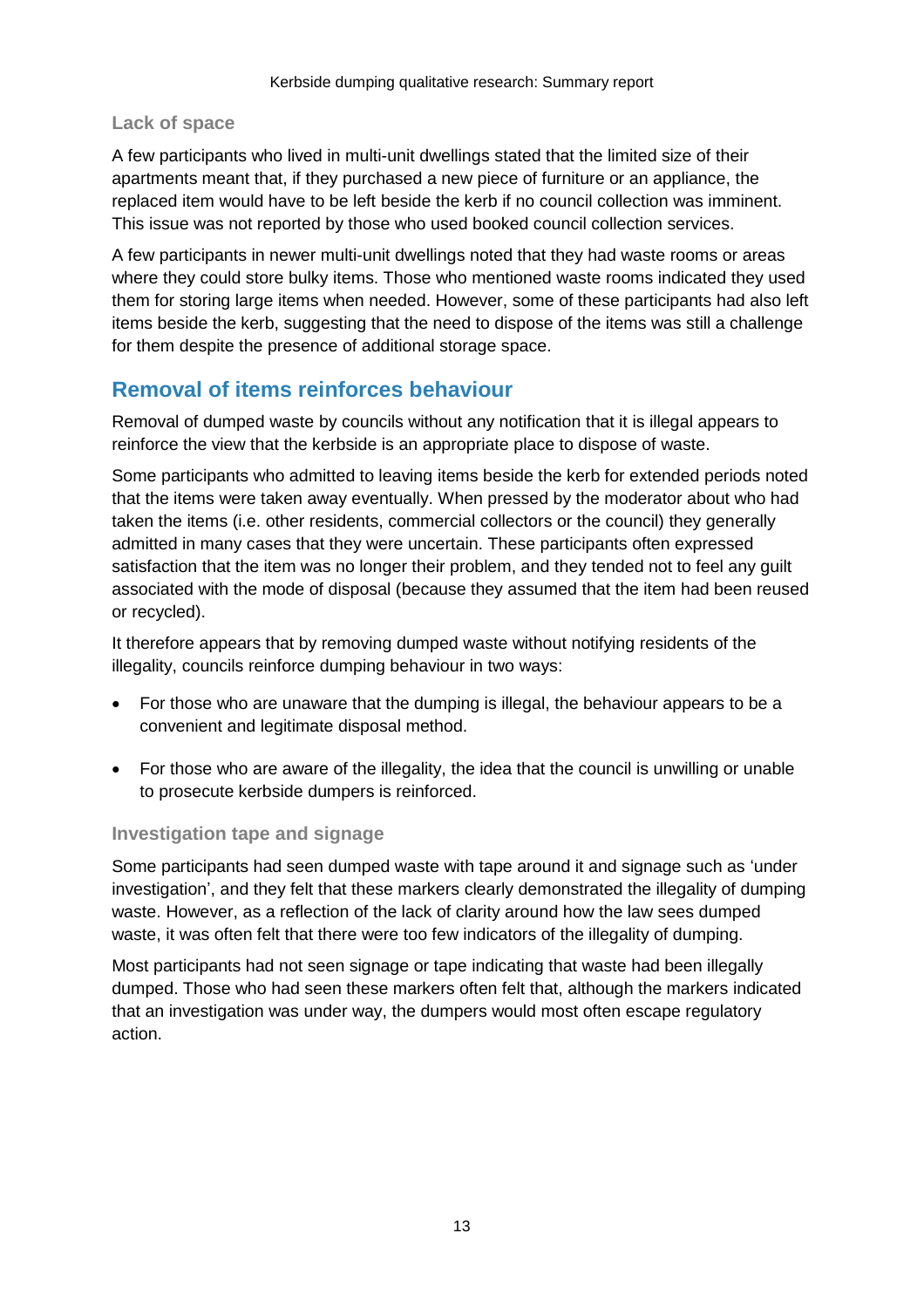### Lack of space

A few participants who lived in multi-unit dwellings stated that the limited size of their apartments meant that, if they purchased a new piece of furniture or an appliance, the replaced item would have to be left beside the kerb if no council collection was imminent. This issue was not reported by those who used booked council collection services.

A few participants in newer multi-unit dwellings noted that they had waste rooms or areas where they could store bulky items. Those who mentioned waste rooms indicated they used them for storing large items when needed. However, some of these participants had also left items beside the kerb, suggesting that the need to dispose of the items was still a challenge for them despite the presence of additional storage space.

## Removal of items reinforces behaviour

Removal of dumped waste by councils without any notification that it is illegal appears to reinforce the view that the kerbside is an appropriate place to dispose of waste.

Some participants who admitted to leaving items beside the kerb for extended periods noted that the items were taken away eventually. When pressed by the moderator about who had taken the items (i.e. other residents, commercial collectors or the council) they generally admitted in many cases that they were uncertain. These participants often expressed satisfaction that the item was no longer their problem, and they tended not to feel any guilt associated with the mode of disposal (because they assumed that the item had been reused or recycled).

It therefore appears that by removing dumped waste without notifying residents of the illegality, councils reinforce dumping behaviour in two ways:

- For those who are unaware that the dumping is illegal, the behaviour appears to be a convenient and legitimate disposal method.
- For those who are aware of the illegality, the idea that the council is unwilling or unable to prosecute kerbside dumpers is reinforced.

### Investigation tape and signage

Some participants had seen dumped waste with tape around it and signage such as 'under investigation', and they felt that these markers clearly demonstrated the illegality of dumping waste. However, as a reflection of the lack of clarity around how the law sees dumped waste, it was often felt that there were too few indicators of the illegality of dumping.

Most participants had not seen signage or tape indicating that waste had been illegally dumped. Those who had seen these markers often felt that, although the markers indicated that an investigation was under way, the dumpers would most often escape regulatory action.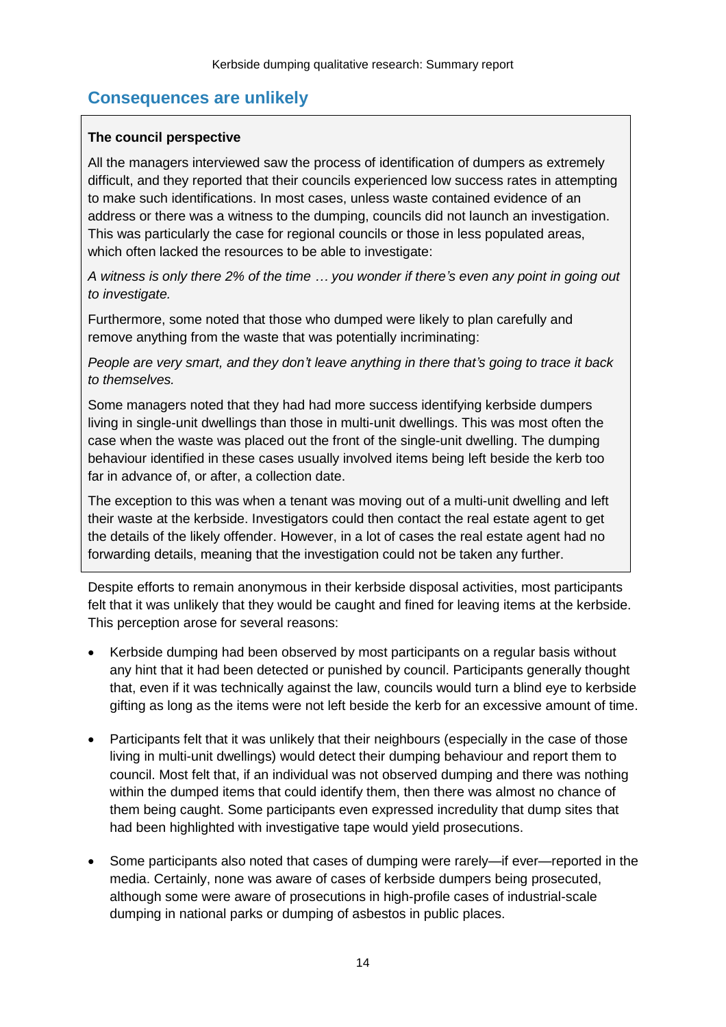## Consequences are unlikely

**The council perspective**

All the managers interviewed saw the process of identification of dumpers as extremely difficult, and they reported that their councils experienced low success rates in attempting to make such identifications. In most cases, unless waste contained evidence of an address or there was a witness to the dumping, councils did not launch an investigation. This was particularly the case for regional councils or those in less populated areas, which often lacked the resources to be able to investigate:

*A witness is only there 2% of the time … you wonder if there's even any point in going out to investigate.*

Furthermore, some noted that those who dumped were likely to plan carefully and remove anything from the waste that was potentially incriminating:

*People are very smart, and they don't leave anything in there that's going to trace it back to themselves.*

Some managers noted that they had had more success identifying kerbside dumpers living in single-unit dwellings than those in multi-unit dwellings. This was most often the case when the waste was placed out the front of the single-unit dwelling. The dumping behaviour identified in these cases usually involved items being left beside the kerb too far in advance of, or after, a collection date.

The exception to this was when a tenant was moving out of a multi-unit dwelling and left their waste at the kerbside. Investigators could then contact the real estate agent to get the details of the likely offender. However, in a lot of cases the real estate agent had no forwarding details, meaning that the investigation could not be taken any further.

Despite efforts to remain anonymous in their kerbside disposal activities, most participants felt that it was unlikely that they would be caught and fined for leaving items at the kerbside. This perception arose for several reasons:

- Kerbside dumping had been observed by most participants on a regular basis without any hint that it had been detected or punished by council. Participants generally thought that, even if it was technically against the law, councils would turn a blind eye to kerbside gifting as long as the items were not left beside the kerb for an excessive amount of time.
- Participants felt that it was unlikely that their neighbours (especially in the case of those living in multi-unit dwellings) would detect their dumping behaviour and report them to council. Most felt that, if an individual was not observed dumping and there was nothing within the dumped items that could identify them, then there was almost no chance of them being caught. Some participants even expressed incredulity that dump sites that had been highlighted with investigative tape would yield prosecutions.
- Some participants also noted that cases of dumping were rarely—if ever—reported in the media. Certainly, none was aware of cases of kerbside dumpers being prosecuted, although some were aware of prosecutions in high-profile cases of industrial-scale dumping in national parks or dumping of asbestos in public places.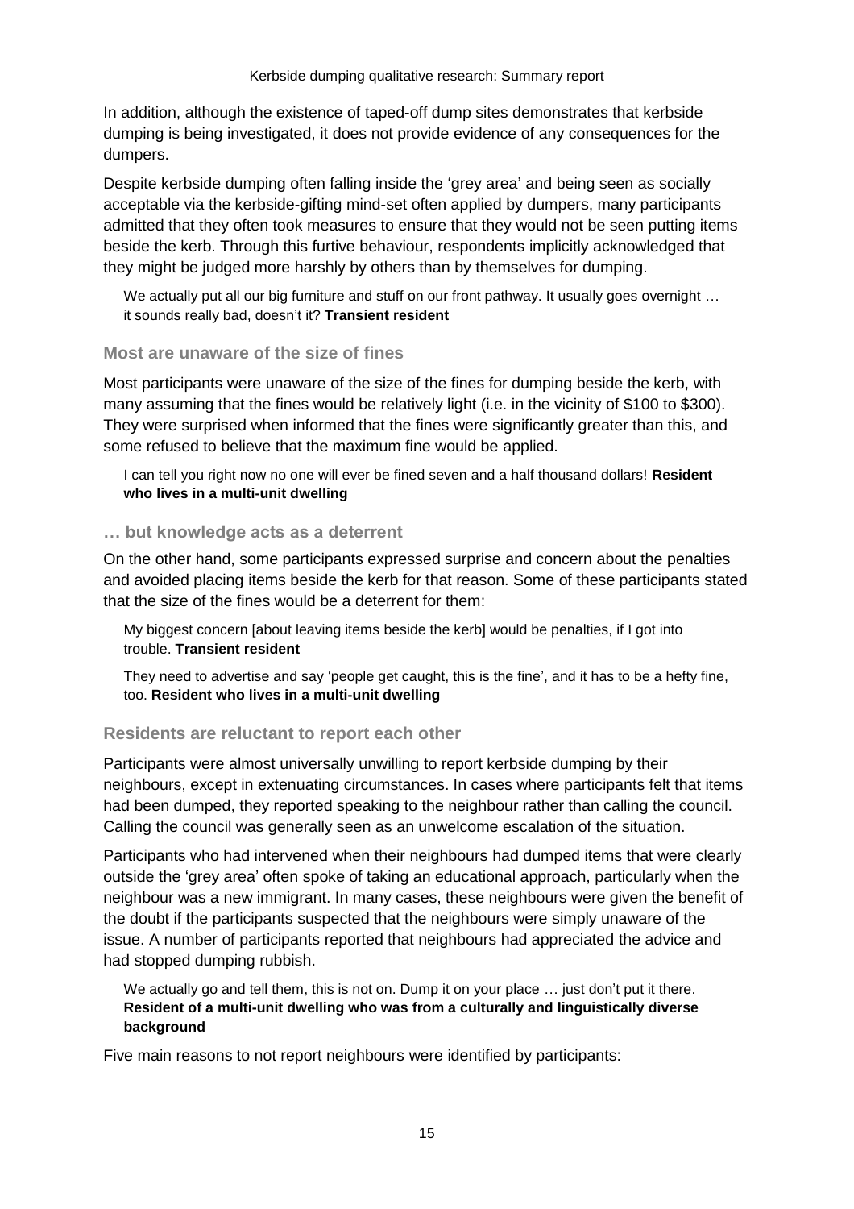In addition, although the existence of taped-off dump sites demonstrates that kerbside dumping is being investigated, it does not provide evidence of any consequences for the dumpers.

Despite kerbside dumping often falling inside the 'grey area' and being seen as socially acceptable via the kerbside-gifting mind-set often applied by dumpers, many participants admitted that they often took measures to ensure that they would not be seen putting items beside the kerb. Through this furtive behaviour, respondents implicitly acknowledged that they might be judged more harshly by others than by themselves for dumping.

> We actually put all our big furniture and stuff on our front pathway. It usually goes overnight … it sounds really bad, doesn't it? **Transient resident**

### Most are unaware of the size of fines

Most participants were unaware of the size of the fines for dumping beside the kerb, with many assuming that the fines would be relatively light (i.e. in the vicinity of $100 to $300). They were surprised when informed that the fines were significantly greater than this, and some refused to believe that the maximum fine would be applied.

> I can tell you right now no one will ever be fined seven and a half thousand dollars! **Resident who lives in a multi-unit dwelling**

### … but knowledge acts as a deterrent

On the other hand, some participants expressed surprise and concern about the penalties and avoided placing items beside the kerb for that reason. Some of these participants stated that the size of the fines would be a deterrent for them:

> My biggest concern [about leaving items beside the kerb] would be penalties, if I got into trouble. **Transient resident**

> They need to advertise and say 'people get caught, this is the fine', and it has to be a hefty fine, too. **Resident who lives in a multi-unit dwelling**

### Residents are reluctant to report each other

Participants were almost universally unwilling to report kerbside dumping by their neighbours, except in extenuating circumstances. In cases where participants felt that items had been dumped, they reported speaking to the neighbour rather than calling the council. Calling the council was generally seen as an unwelcome escalation of the situation.

Participants who had intervened when their neighbours had dumped items that were clearly outside the 'grey area' often spoke of taking an educational approach, particularly when the neighbour was a new immigrant. In many cases, these neighbours were given the benefit of the doubt if the participants suspected that the neighbours were simply unaware of the issue. A number of participants reported that neighbours had appreciated the advice and had stopped dumping rubbish.

> We actually go and tell them, this is not on. Dump it on your place … just don't put it there. **Resident of a multi-unit dwelling who was from a culturally and linguistically diverse background**

Five main reasons to not report neighbours were identified by participants: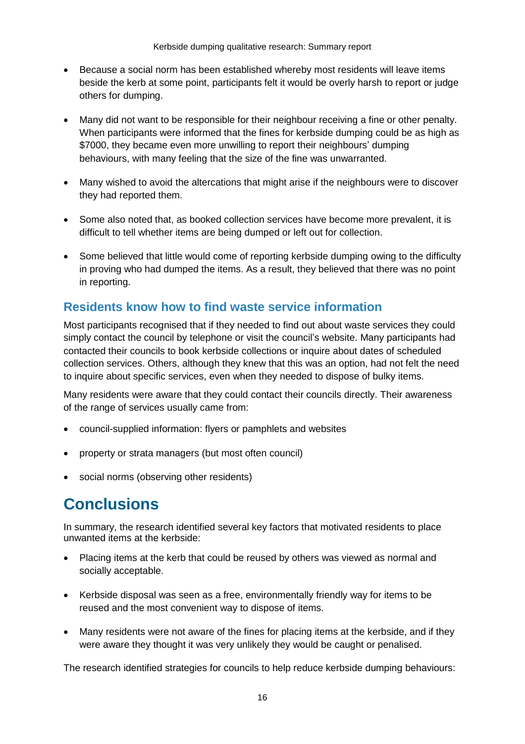- Because a social norm has been established whereby most residents will leave items beside the kerb at some point, participants felt it would be overly harsh to report or judge others for dumping.
- Many did not want to be responsible for their neighbour receiving a fine or other penalty. When participants were informed that the fines for kerbside dumping could be as high as $7000, they became even more unwilling to report their neighbours' dumping behaviours, with many feeling that the size of the fine was unwarranted.
- Many wished to avoid the altercations that might arise if the neighbours were to discover they had reported them.
- Some also noted that, as booked collection services have become more prevalent, it is difficult to tell whether items are being dumped or left out for collection.
- Some believed that little would come of reporting kerbside dumping owing to the difficulty in proving who had dumped the items. As a result, they believed that there was no point in reporting.

## Residents know how to find waste service information

Most participants recognised that if they needed to find out about waste services they could simply contact the council by telephone or visit the council's website. Many participants had contacted their councils to book kerbside collections or inquire about dates of scheduled collection services. Others, although they knew that this was an option, had not felt the need to inquire about specific services, even when they needed to dispose of bulky items.

Many residents were aware that they could contact their councils directly. Their awareness of the range of services usually came from:

- council-supplied information: flyers or pamphlets and websites
- property or strata managers (but most often council)
- social norms (observing other residents)

# Conclusions

In summary, the research identified several key factors that motivated residents to place unwanted items at the kerbside:

- Placing items at the kerb that could be reused by others was viewed as normal and socially acceptable.
- Kerbside disposal was seen as a free, environmentally friendly way for items to be reused and the most convenient way to dispose of items.
- Many residents were not aware of the fines for placing items at the kerbside, and if they were aware they thought it was very unlikely they would be caught or penalised.

The research identified strategies for councils to help reduce kerbside dumping behaviours: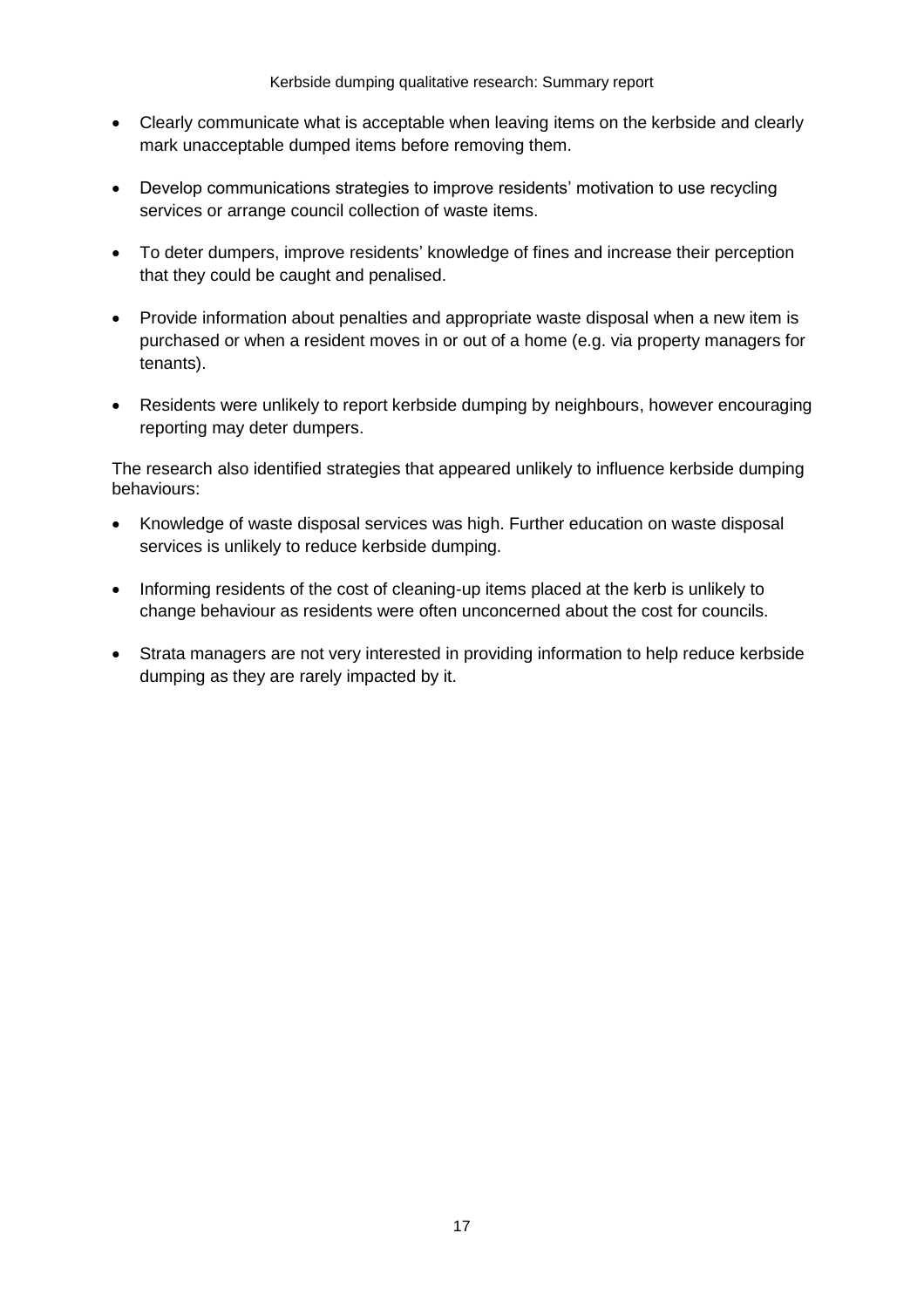- Clearly communicate what is acceptable when leaving items on the kerbside and clearly mark unacceptable dumped items before removing them.
- Develop communications strategies to improve residents' motivation to use recycling services or arrange council collection of waste items.
- To deter dumpers, improve residents' knowledge of fines and increase their perception that they could be caught and penalised.
- Provide information about penalties and appropriate waste disposal when a new item is purchased or when a resident moves in or out of a home (e.g. via property managers for tenants).
- Residents were unlikely to report kerbside dumping by neighbours, however encouraging reporting may deter dumpers.

The research also identified strategies that appeared unlikely to influence kerbside dumping behaviours:

- Knowledge of waste disposal services was high. Further education on waste disposal services is unlikely to reduce kerbside dumping.
- Informing residents of the cost of cleaning-up items placed at the kerb is unlikely to change behaviour as residents were often unconcerned about the cost for councils.
- Strata managers are not very interested in providing information to help reduce kerbside dumping as they are rarely impacted by it.